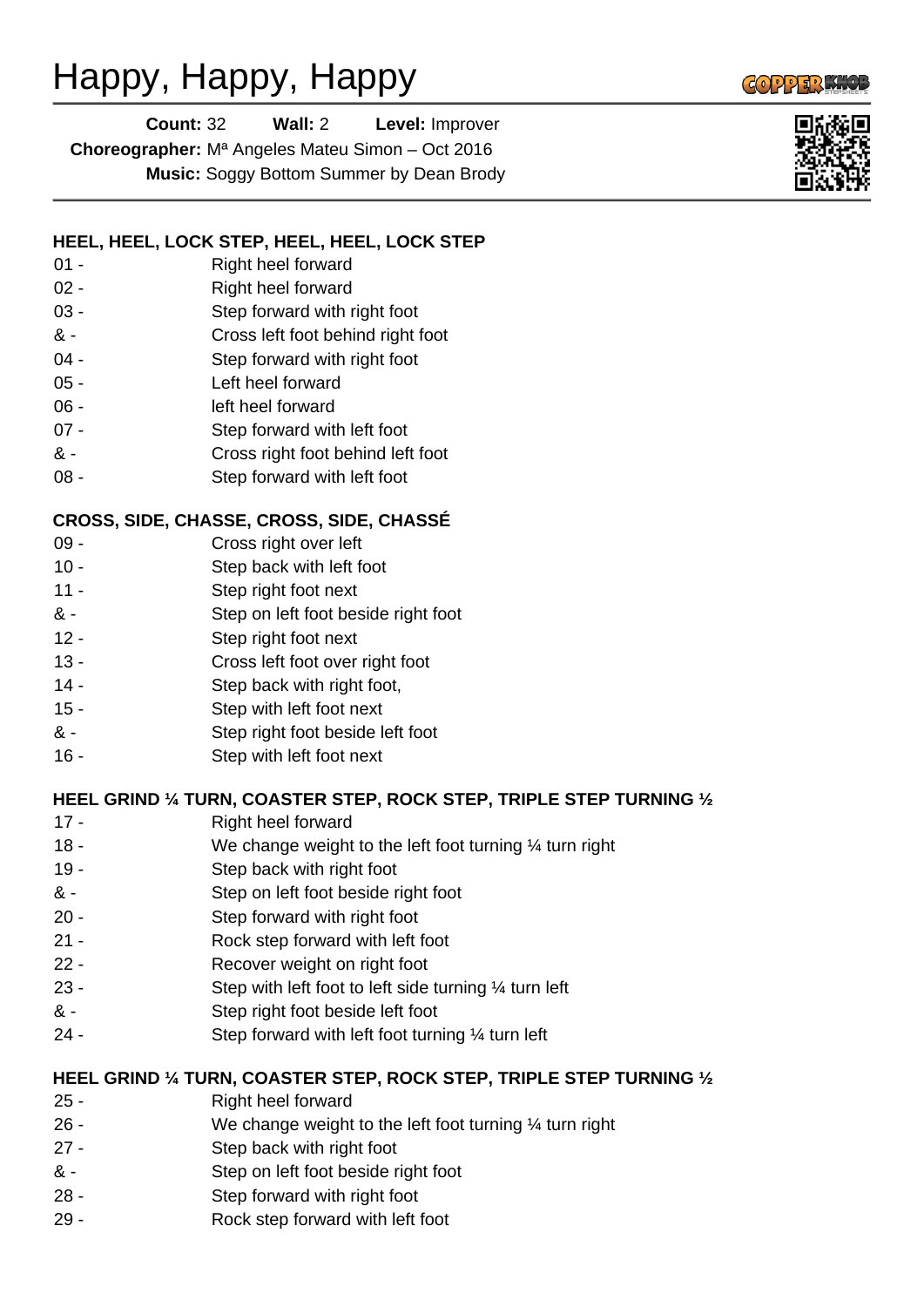# Happy, Happy, Happy

**Count:** 32 **Wall:** 2 **Level:** Improver
**Choreographer:** Mª Angeles Mateu Simon – Oct 2016
**Music:** Soggy Bottom Summer by Dean Brody

**HEEL, HEEL, LOCK STEP, HEEL, HEEL, LOCK STEP**

01 - Right heel forward
02 - Right heel forward
03 - Step forward with right foot
& - Cross left foot behind right foot
04 - Step forward with right foot
05 - Left heel forward
06 - left heel forward
07 - Step forward with left foot
& - Cross right foot behind left foot
08 - Step forward with left foot

**CROSS, SIDE, CHASSE, CROSS, SIDE, CHASSÉ**

09 - Cross right over left
10 - Step back with left foot
11 - Step right foot next
& - Step on left foot beside right foot
12 - Step right foot next
13 - Cross left foot over right foot
14 - Step back with right foot,
15 - Step with left foot next
& - Step right foot beside left foot
16 - Step with left foot next

**HEEL GRIND ¼ TURN, COASTER STEP, ROCK STEP, TRIPLE STEP TURNING ½**

17 - Right heel forward
18 - We change weight to the left foot turning ¼ turn right
19 - Step back with right foot
& - Step on left foot beside right foot
20 - Step forward with right foot
21 - Rock step forward with left foot
22 - Recover weight on right foot
23 - Step with left foot to left side turning ¼ turn left
& - Step right foot beside left foot
24 - Step forward with left foot turning ¼ turn left

**HEEL GRIND ¼ TURN, COASTER STEP, ROCK STEP, TRIPLE STEP TURNING ½**

25 - Right heel forward
26 - We change weight to the left foot turning ¼ turn right
27 - Step back with right foot
& - Step on left foot beside right foot
28 - Step forward with right foot
29 - Rock step forward with left foot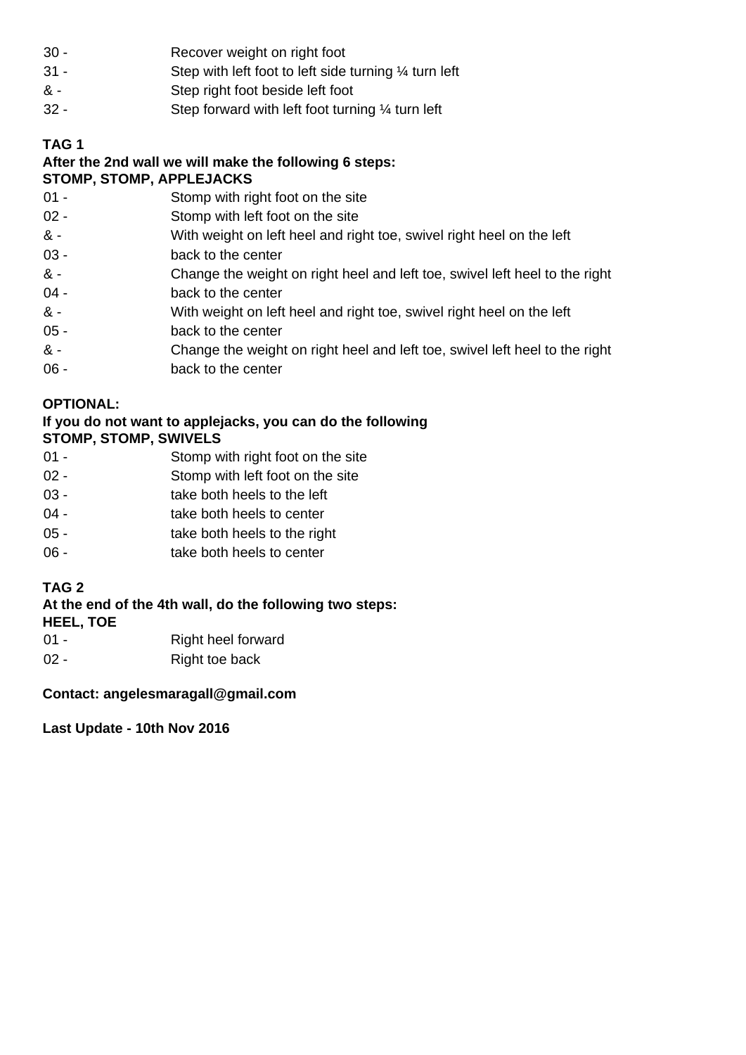30 - Recover weight on right foot
31 - Step with left foot to left side turning ¼ turn left
& - Step right foot beside left foot
32 - Step forward with left foot turning ¼ turn left

**TAG 1**
**After the 2nd wall we will make the following 6 steps:**
**STOMP, STOMP, APPLEJACKS**

01 - Stomp with right foot on the site
02 - Stomp with left foot on the site
& - With weight on left heel and right toe, swivel right heel on the left
03 - back to the center
& - Change the weight on right heel and left toe, swivel left heel to the right
04 - back to the center
& - With weight on left heel and right toe, swivel right heel on the left
05 - back to the center
& - Change the weight on right heel and left toe, swivel left heel to the right
06 - back to the center

**OPTIONAL:**
**If you do not want to applejacks, you can do the following**
**STOMP, STOMP, SWIVELS**

01 - Stomp with right foot on the site
02 - Stomp with left foot on the site
03 - take both heels to the left
04 - take both heels to center
05 - take both heels to the right
06 - take both heels to center

**TAG 2**
**At the end of the 4th wall, do the following two steps:**
**HEEL, TOE**

01 - Right heel forward
02 - Right toe back

**Contact: angelesmaragall@gmail.com**

**Last Update - 10th Nov 2016**